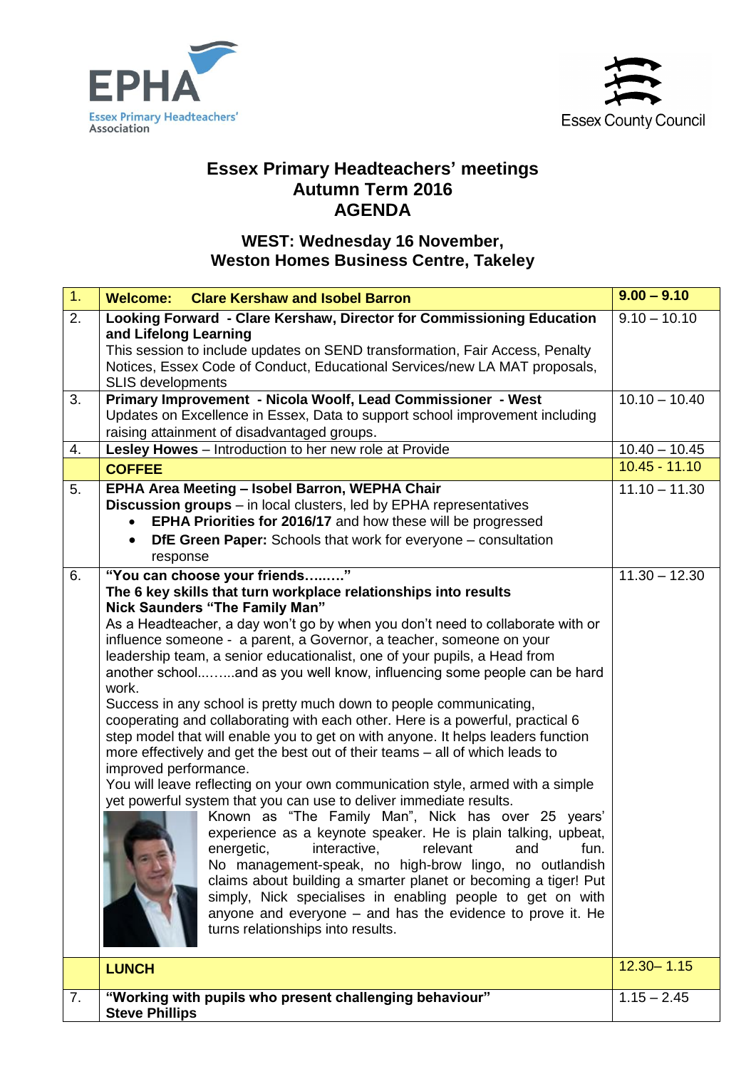EPHA
Essex Primary Headteachers' Association

Essex County Council

# Essex Primary Headteachers' meetings
## Autumn Term 2016
## AGENDA

### WEST: Wednesday 16 November, Weston Homes Business Centre, Takeley

| | | |
|---|---|---|
| 1. | **Welcome: Clare Kershaw and Isobel Barron** | **9.00 – 9.10** |
| 2. | **Looking Forward - Clare Kershaw, Director for Commissioning Education and Lifelong Learning**<br>This session to include updates on SEND transformation, Fair Access, Penalty Notices, Essex Code of Conduct, Educational Services/new LA MAT proposals, SLIS developments | 9.10 – 10.10 |
| 3. | **Primary Improvement - Nicola Woolf, Lead Commissioner - West**<br>Updates on Excellence in Essex, Data to support school improvement including raising attainment of disadvantaged groups. | 10.10 – 10.40 |
| 4. | **Lesley Howes** – Introduction to her new role at Provide | 10.40 – 10.45 |
| | **COFFEE** | 10.45 - 11.10 |
| 5. | **EPHA Area Meeting – Isobel Barron, WEPHA Chair**<br>**Discussion groups** – in local clusters, led by EPHA representatives<br>• **EPHA Priorities for 2016/17** and how these will be progressed<br>• **DfE Green Paper:** Schools that work for everyone – consultation response | 11.10 – 11.30 |
| 6. | **"You can choose your friends……..."**<br>**The 6 key skills that turn workplace relationships into results**<br>**Nick Saunders "The Family Man"**<br>As a Headteacher, a day won't go by when you don't need to collaborate with or influence someone - a parent, a Governor, a teacher, someone on your leadership team, a senior educationalist, one of your pupils, a Head from another school........and as you well know, influencing some people can be hard work.<br>Success in any school is pretty much down to people communicating, cooperating and collaborating with each other. Here is a powerful, practical 6 step model that will enable you to get on with anyone. It helps leaders function more effectively and get the best out of their teams – all of which leads to improved performance.<br>You will leave reflecting on your own communication style, armed with a simple yet powerful system that you can use to deliver immediate results.<br>Known as "The Family Man", Nick has over 25 years' experience as a keynote speaker. He is plain talking, upbeat, energetic, interactive, relevant and fun. No management-speak, no high-brow lingo, no outlandish claims about building a smarter planet or becoming a tiger! Put simply, Nick specialises in enabling people to get on with anyone and everyone – and has the evidence to prove it. He turns relationships into results. | 11.30 – 12.30 |
| | **LUNCH** | 12.30– 1.15 |
| 7. | **"Working with pupils who present challenging behaviour"**<br>**Steve Phillips** | 1.15 – 2.45 |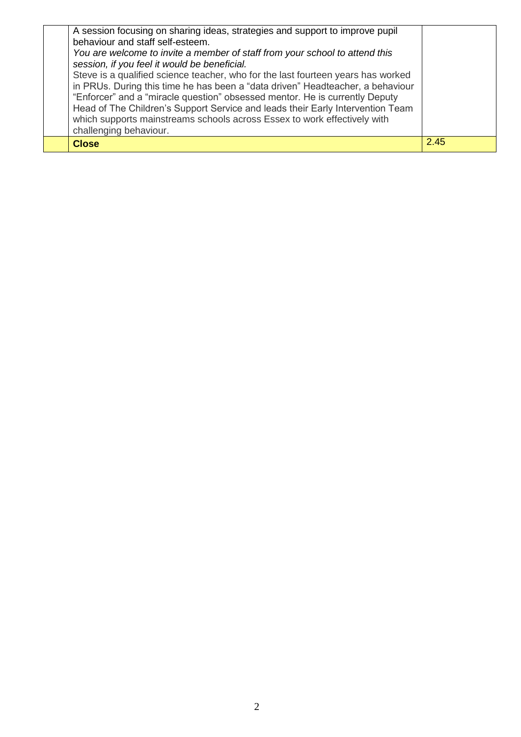| | | |
|---|---|---|
| | A session focusing on sharing ideas, strategies and support to improve pupil behaviour and staff self-esteem. *You are welcome to invite a member of staff from your school to attend this session, if you feel it would be beneficial.* Steve is a qualified science teacher, who for the last fourteen years has worked in PRUs. During this time he has been a "data driven" Headteacher, a behaviour "Enforcer" and a "miracle question" obsessed mentor. He is currently Deputy Head of The Children's Support Service and leads their Early Intervention Team which supports mainstreams schools across Essex to work effectively with challenging behaviour. | |
| | **Close** | 2.45 |